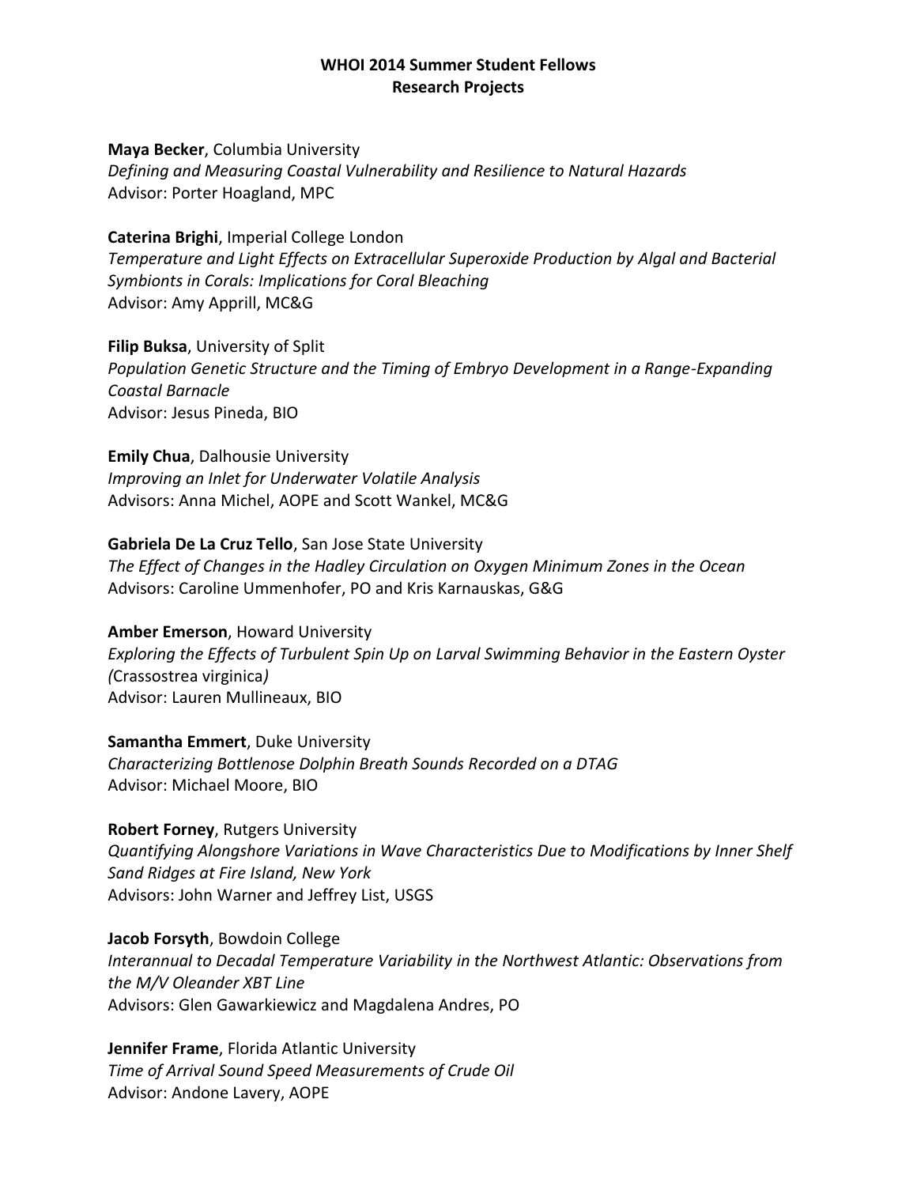# WHOI 2014 Summer Student Fellows Research Projects

**Maya Becker**, Columbia University
*Defining and Measuring Coastal Vulnerability and Resilience to Natural Hazards*
Advisor: Porter Hoagland, MPC

**Caterina Brighi**, Imperial College London
*Temperature and Light Effects on Extracellular Superoxide Production by Algal and Bacterial Symbionts in Corals: Implications for Coral Bleaching*
Advisor: Amy Apprill, MC&G

**Filip Buksa**, University of Split
*Population Genetic Structure and the Timing of Embryo Development in a Range-Expanding Coastal Barnacle*
Advisor: Jesus Pineda, BIO

**Emily Chua**, Dalhousie University
*Improving an Inlet for Underwater Volatile Analysis*
Advisors: Anna Michel, AOPE and Scott Wankel, MC&G

**Gabriela De La Cruz Tello**, San Jose State University
*The Effect of Changes in the Hadley Circulation on Oxygen Minimum Zones in the Ocean*
Advisors: Caroline Ummenhofer, PO and Kris Karnauskas, G&G

**Amber Emerson**, Howard University
*Exploring the Effects of Turbulent Spin Up on Larval Swimming Behavior in the Eastern Oyster (*Crassostrea virginica*)*
Advisor: Lauren Mullineaux, BIO

**Samantha Emmert**, Duke University
*Characterizing Bottlenose Dolphin Breath Sounds Recorded on a DTAG*
Advisor: Michael Moore, BIO

**Robert Forney**, Rutgers University
*Quantifying Alongshore Variations in Wave Characteristics Due to Modifications by Inner Shelf Sand Ridges at Fire Island, New York*
Advisors: John Warner and Jeffrey List, USGS

**Jacob Forsyth**, Bowdoin College
*Interannual to Decadal Temperature Variability in the Northwest Atlantic: Observations from the M/V Oleander XBT Line*
Advisors: Glen Gawarkiewicz and Magdalena Andres, PO

**Jennifer Frame**, Florida Atlantic University
*Time of Arrival Sound Speed Measurements of Crude Oil*
Advisor: Andone Lavery, AOPE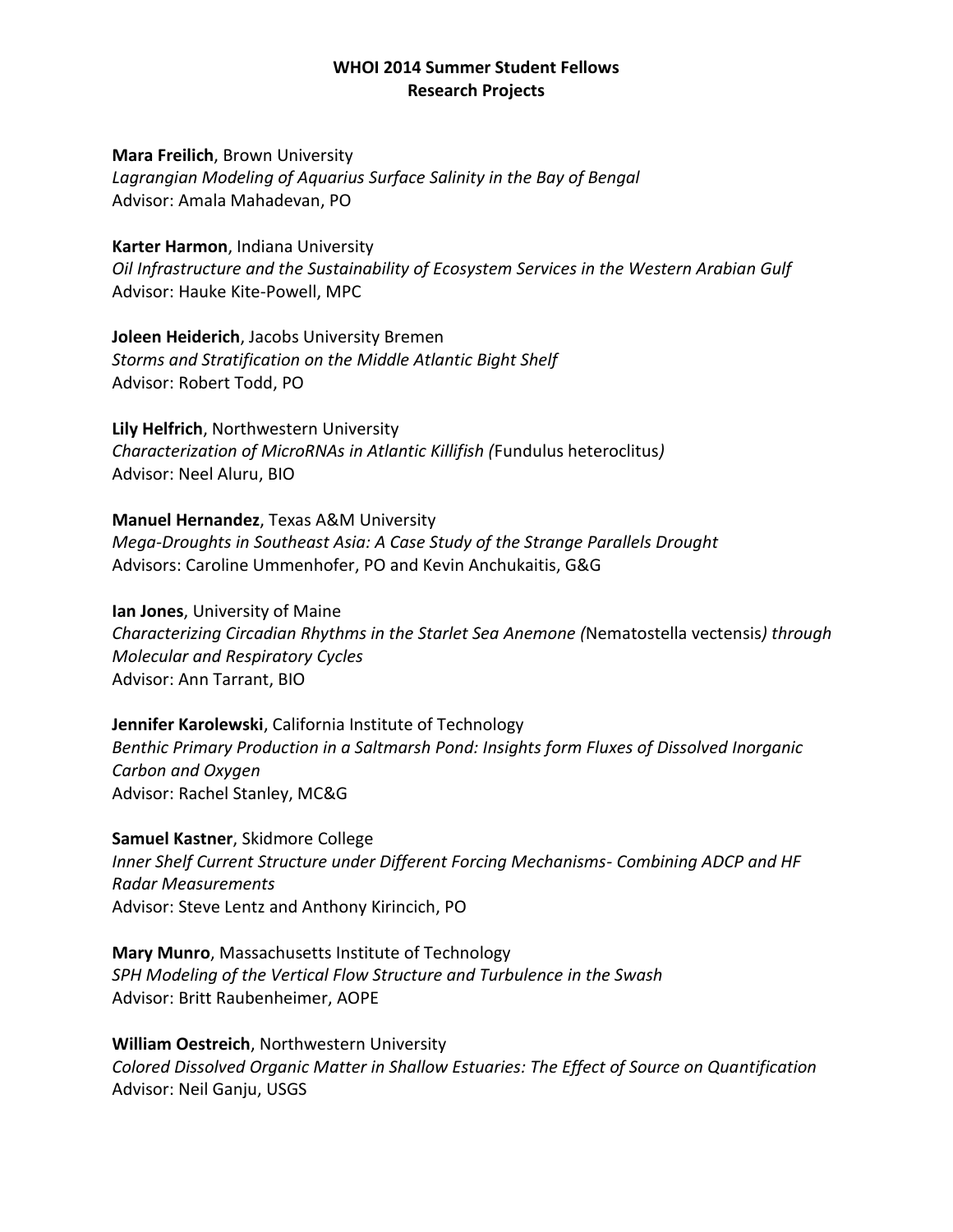**WHOI 2014 Summer Student Fellows**
**Research Projects**

**Mara Freilich**, Brown University
*Lagrangian Modeling of Aquarius Surface Salinity in the Bay of Bengal*
Advisor: Amala Mahadevan, PO

**Karter Harmon**, Indiana University
*Oil Infrastructure and the Sustainability of Ecosystem Services in the Western Arabian Gulf*
Advisor: Hauke Kite-Powell, MPC

**Joleen Heiderich**, Jacobs University Bremen
*Storms and Stratification on the Middle Atlantic Bight Shelf*
Advisor: Robert Todd, PO

**Lily Helfrich**, Northwestern University
*Characterization of MicroRNAs in Atlantic Killifish (*Fundulus heteroclitus*)*
Advisor: Neel Aluru, BIO

**Manuel Hernandez**, Texas A&M University
*Mega-Droughts in Southeast Asia: A Case Study of the Strange Parallels Drought*
Advisors: Caroline Ummenhofer, PO and Kevin Anchukaitis, G&G

**Ian Jones**, University of Maine
*Characterizing Circadian Rhythms in the Starlet Sea Anemone (*Nematostella vectensis*) through Molecular and Respiratory Cycles*
Advisor: Ann Tarrant, BIO

**Jennifer Karolewski**, California Institute of Technology
*Benthic Primary Production in a Saltmarsh Pond: Insights form Fluxes of Dissolved Inorganic Carbon and Oxygen*
Advisor: Rachel Stanley, MC&G

**Samuel Kastner**, Skidmore College
*Inner Shelf Current Structure under Different Forcing Mechanisms- Combining ADCP and HF Radar Measurements*
Advisor: Steve Lentz and Anthony Kirincich, PO

**Mary Munro**, Massachusetts Institute of Technology
*SPH Modeling of the Vertical Flow Structure and Turbulence in the Swash*
Advisor: Britt Raubenheimer, AOPE

**William Oestreich**, Northwestern University
*Colored Dissolved Organic Matter in Shallow Estuaries: The Effect of Source on Quantification*
Advisor: Neil Ganju, USGS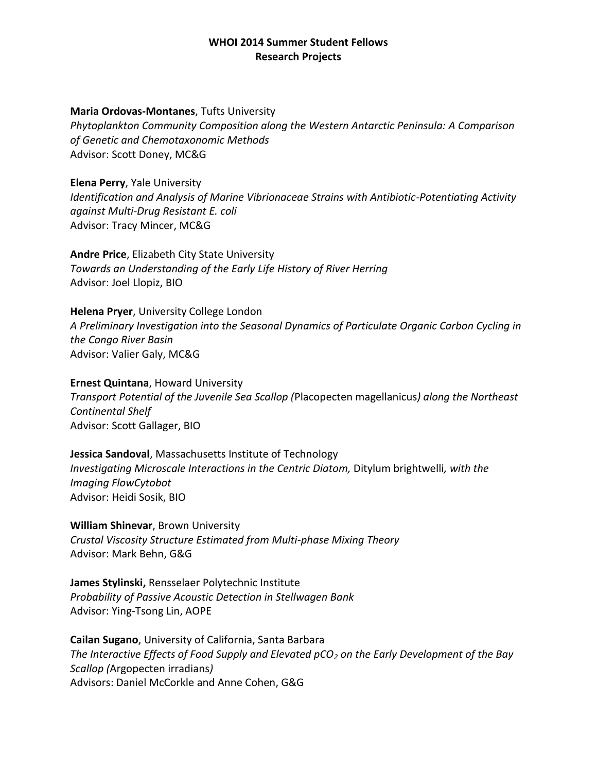**WHOI 2014 Summer Student Fellows**
**Research Projects**

**Maria Ordovas-Montanes**, Tufts University
*Phytoplankton Community Composition along the Western Antarctic Peninsula: A Comparison of Genetic and Chemotaxonomic Methods*
Advisor: Scott Doney, MC&G

**Elena Perry**, Yale University
*Identification and Analysis of Marine Vibrionaceae Strains with Antibiotic-Potentiating Activity against Multi-Drug Resistant E. coli*
Advisor: Tracy Mincer, MC&G

**Andre Price**, Elizabeth City State University
*Towards an Understanding of the Early Life History of River Herring*
Advisor: Joel Llopiz, BIO

**Helena Pryer**, University College London
*A Preliminary Investigation into the Seasonal Dynamics of Particulate Organic Carbon Cycling in the Congo River Basin*
Advisor: Valier Galy, MC&G

**Ernest Quintana**, Howard University
*Transport Potential of the Juvenile Sea Scallop (*Placopecten magellanicus*) along the Northeast Continental Shelf*
Advisor: Scott Gallager, BIO

**Jessica Sandoval**, Massachusetts Institute of Technology
*Investigating Microscale Interactions in the Centric Diatom,* Ditylum brightwelli*, with the Imaging FlowCytobot*
Advisor: Heidi Sosik, BIO

**William Shinevar**, Brown University
*Crustal Viscosity Structure Estimated from Multi-phase Mixing Theory*
Advisor: Mark Behn, G&G

**James Stylinski,** Rensselaer Polytechnic Institute
*Probability of Passive Acoustic Detection in Stellwagen Bank*
Advisor: Ying-Tsong Lin, AOPE

**Cailan Sugano**, University of California, Santa Barbara
*The Interactive Effects of Food Supply and Elevated $pCO_2$ on the Early Development of the Bay Scallop (*Argopecten irradians*)*
Advisors: Daniel McCorkle and Anne Cohen, G&G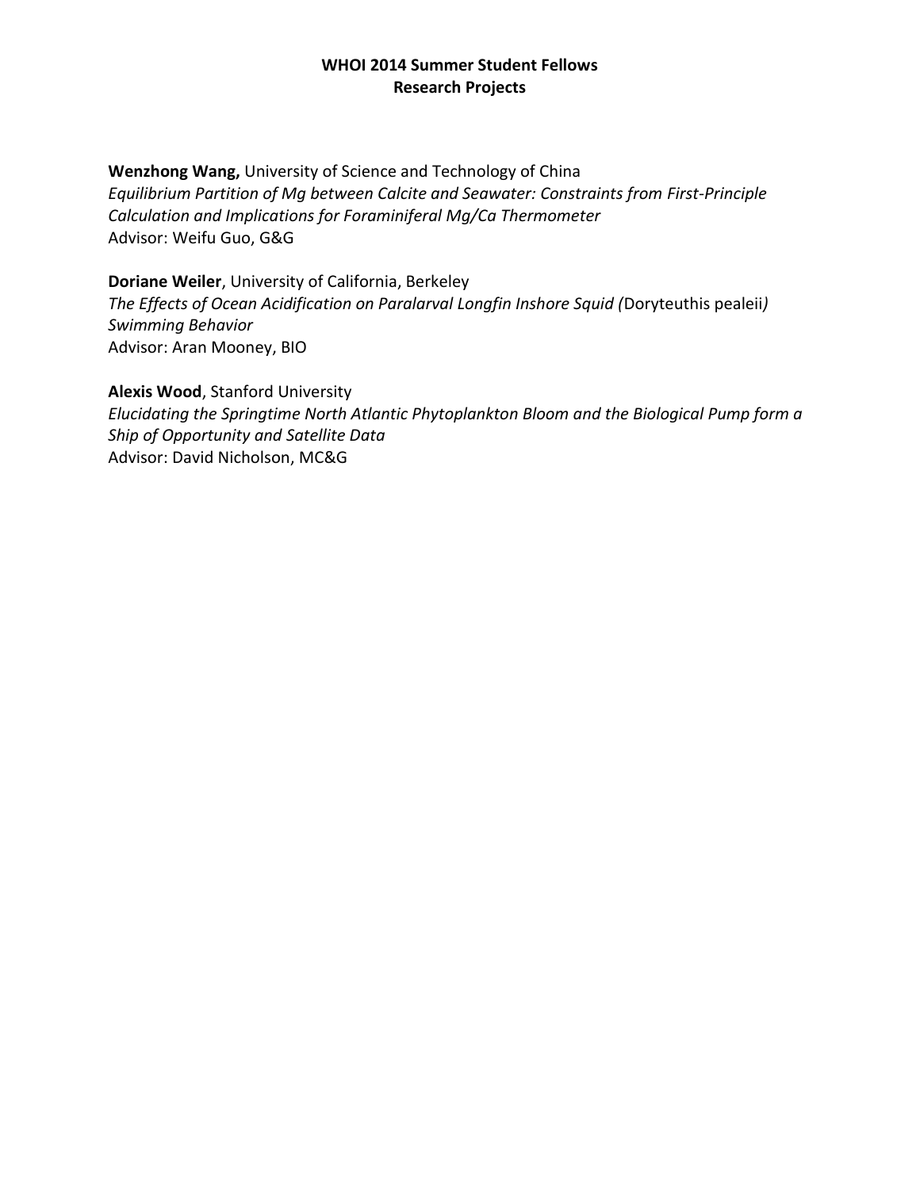**WHOI 2014 Summer Student Fellows**
**Research Projects**

**Wenzhong Wang,** University of Science and Technology of China
*Equilibrium Partition of Mg between Calcite and Seawater: Constraints from First-Principle Calculation and Implications for Foraminiferal Mg/Ca Thermometer*
Advisor: Weifu Guo, G&G

**Doriane Weiler**, University of California, Berkeley
*The Effects of Ocean Acidification on Paralarval Longfin Inshore Squid (*Doryteuthis pealeii*) Swimming Behavior*
Advisor: Aran Mooney, BIO

**Alexis Wood**, Stanford University
*Elucidating the Springtime North Atlantic Phytoplankton Bloom and the Biological Pump form a Ship of Opportunity and Satellite Data*
Advisor: David Nicholson, MC&G